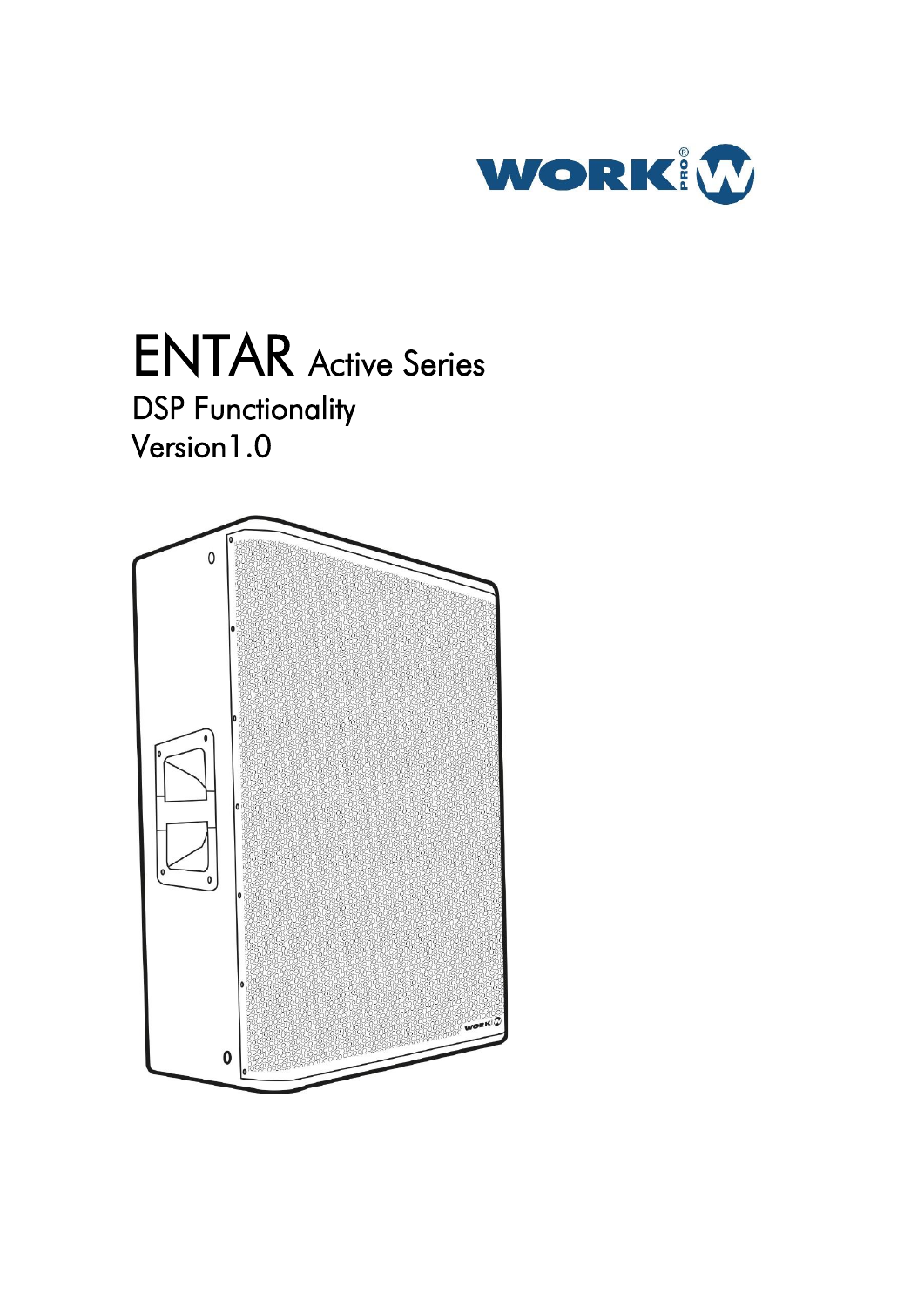# ENTAR Active Series

## DSP Functionality

Version1.0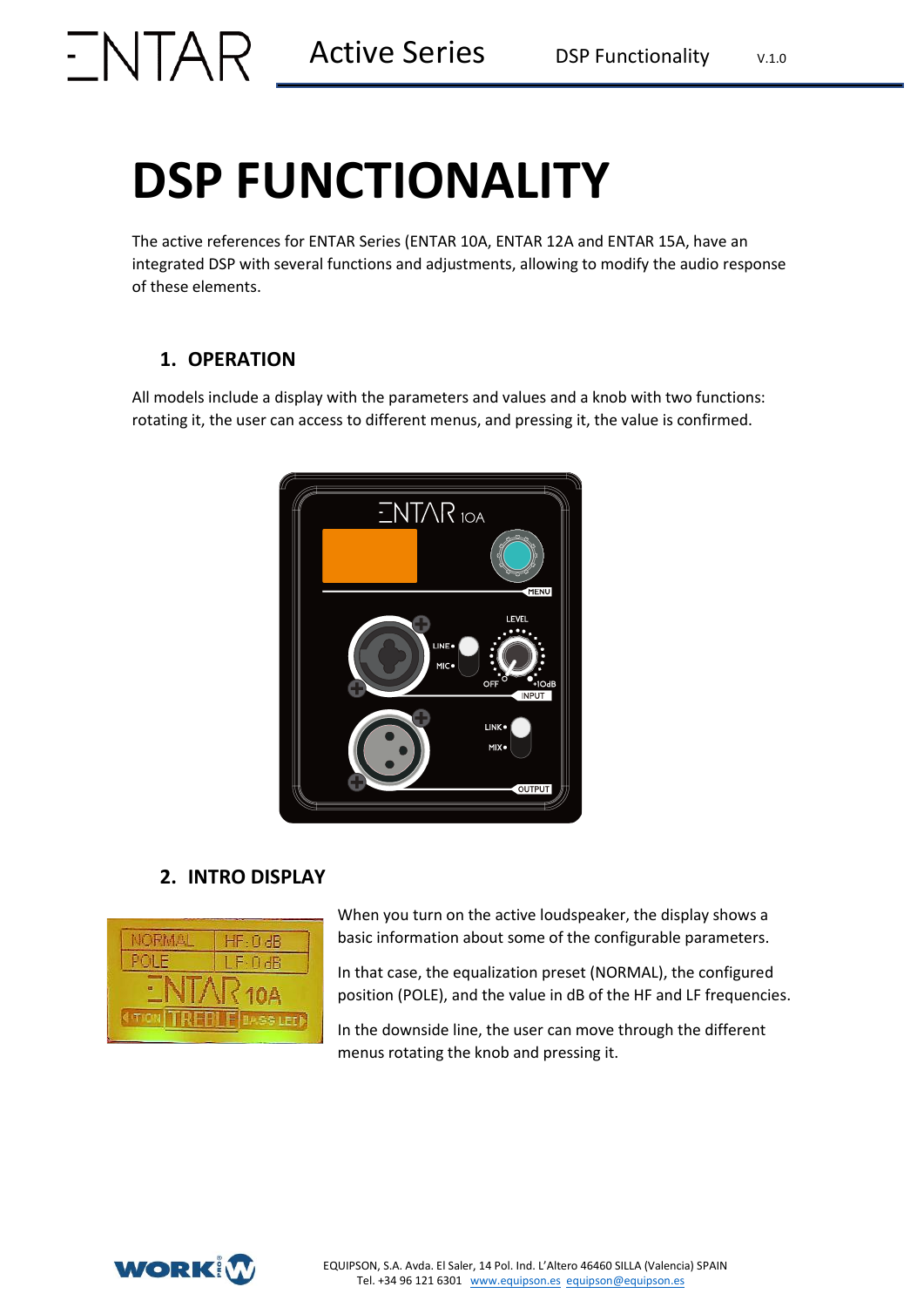# DSP FUNCTIONALITY

The active references for ENTAR Series (ENTAR 10A, ENTAR 12A and ENTAR 15A, have an integrated DSP with several functions and adjustments, allowing to modify the audio response of these elements.

## 1. OPERATION

All models include a display with the parameters and values and a knob with two functions: rotating it, the user can access to different menus, and pressing it, the value is confirmed.

## 2. INTRO DISPLAY

When you turn on the active loudspeaker, the display shows a basic information about some of the configurable parameters.

In that case, the equalization preset (NORMAL), the configured position (POLE), and the value in dB of the HF and LF frequencies.

In the downside line, the user can move through the different menus rotating the knob and pressing it.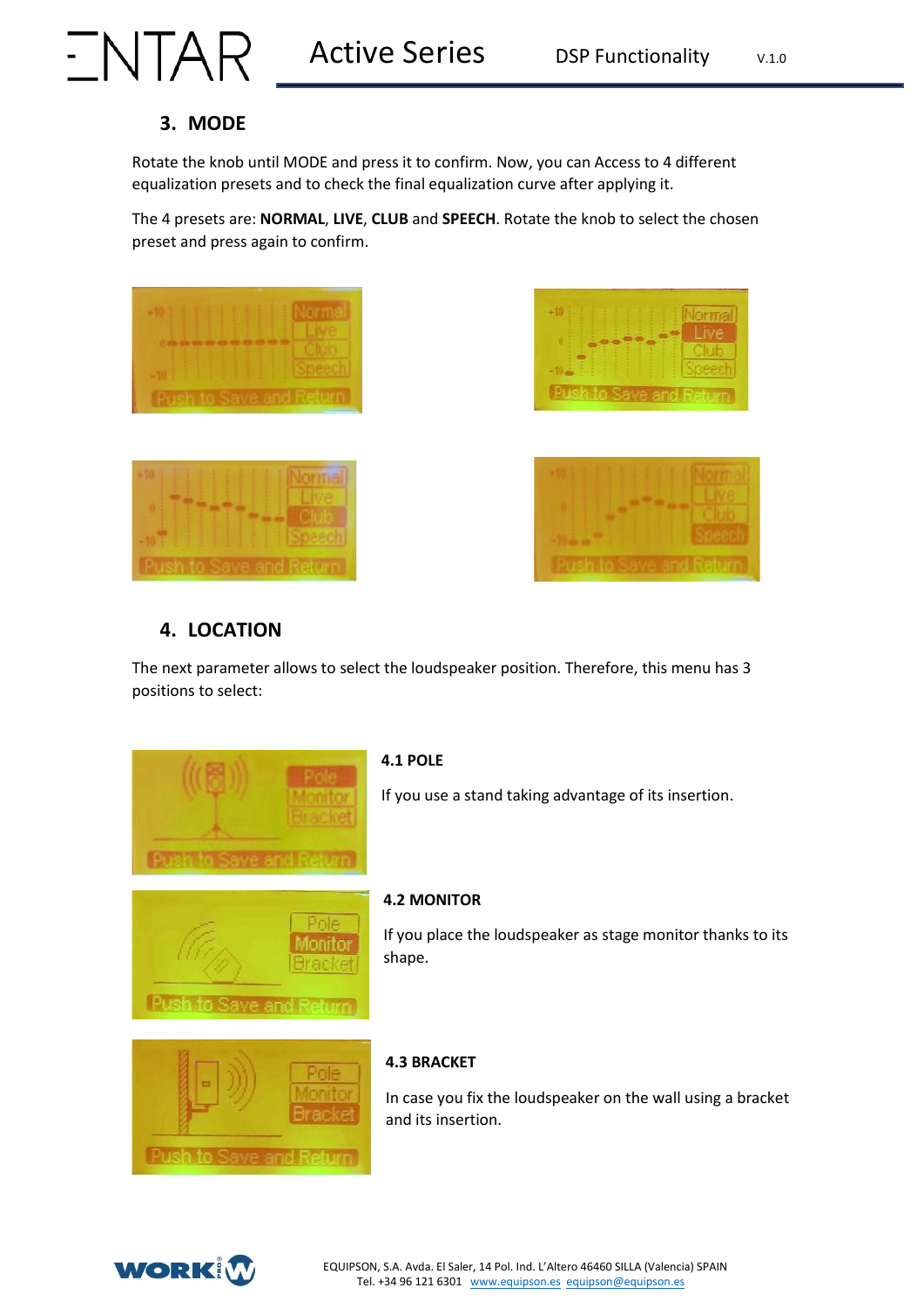## 3. MODE

Rotate the knob until MODE and press it to confirm. Now, you can Access to 4 different equalization presets and to check the final equalization curve after applying it.

The 4 presets are: **NORMAL**, **LIVE**, **CLUB** and **SPEECH**. Rotate the knob to select the chosen preset and press again to confirm.

## 4. LOCATION

The next parameter allows to select the loudspeaker position. Therefore, this menu has 3 positions to select:

### 4.1 POLE

If you use a stand taking advantage of its insertion.

### 4.2 MONITOR

If you place the loudspeaker as stage monitor thanks to its shape.

### 4.3 BRACKET

In case you fix the loudspeaker on the wall using a bracket and its insertion.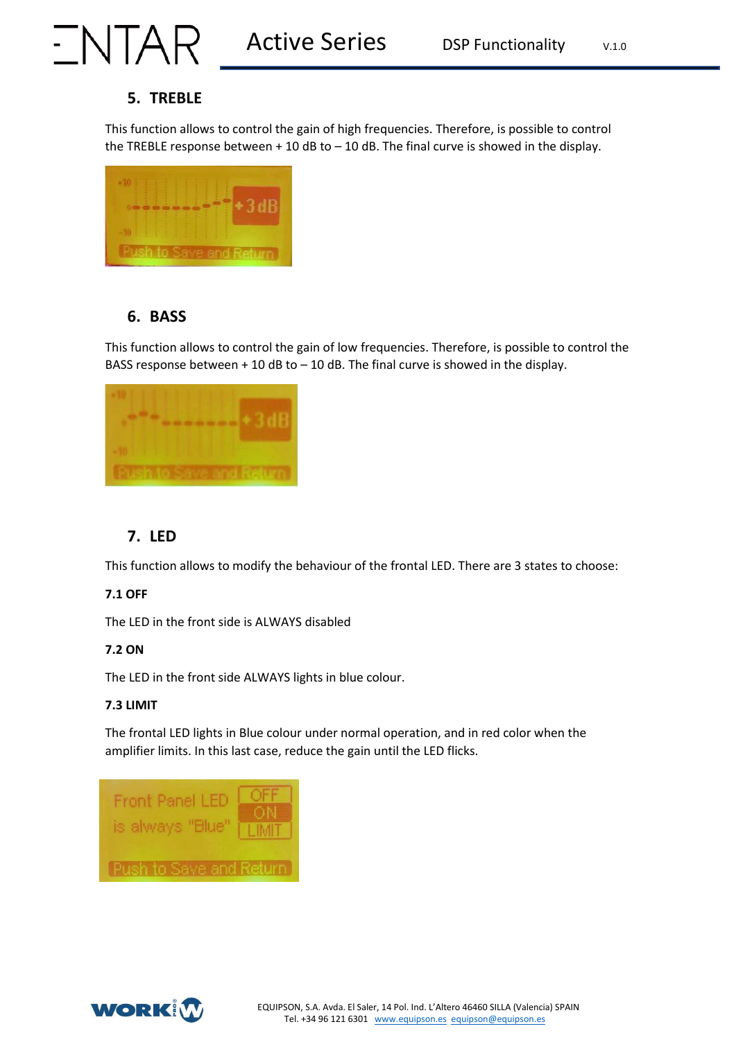## 5. TREBLE

This function allows to control the gain of high frequencies. Therefore, is possible to control the TREBLE response between + 10 dB to – 10 dB. The final curve is showed in the display.

## 6. BASS

This function allows to control the gain of low frequencies. Therefore, is possible to control the BASS response between + 10 dB to – 10 dB. The final curve is showed in the display.

## 7. LED

This function allows to modify the behaviour of the frontal LED. There are 3 states to choose:

**7.1 OFF**

The LED in the front side is ALWAYS disabled

**7.2 ON**

The LED in the front side ALWAYS lights in blue colour.

**7.3 LIMIT**

The frontal LED lights in Blue colour under normal operation, and in red color when the amplifier limits. In this last case, reduce the gain until the LED flicks.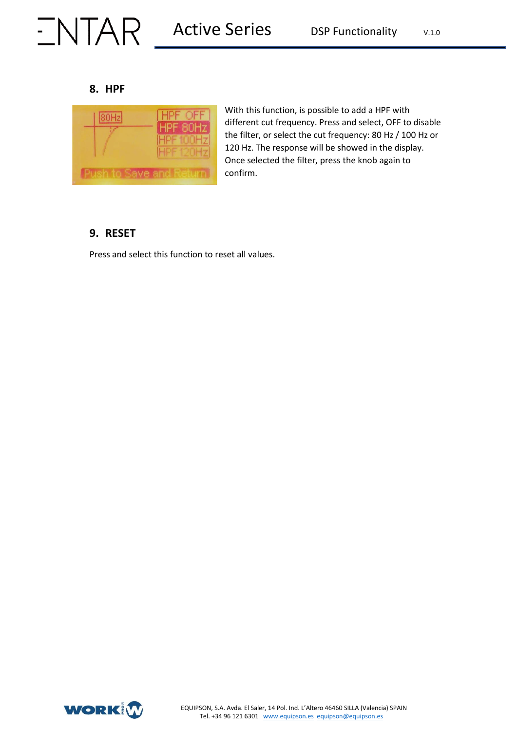## 8. HPF

With this function, is possible to add a HPF with different cut frequency. Press and select, OFF to disable the filter, or select the cut frequency: 80 Hz / 100 Hz or 120 Hz. The response will be showed in the display. Once selected the filter, press the knob again to confirm.

## 9. RESET

Press and select this function to reset all values.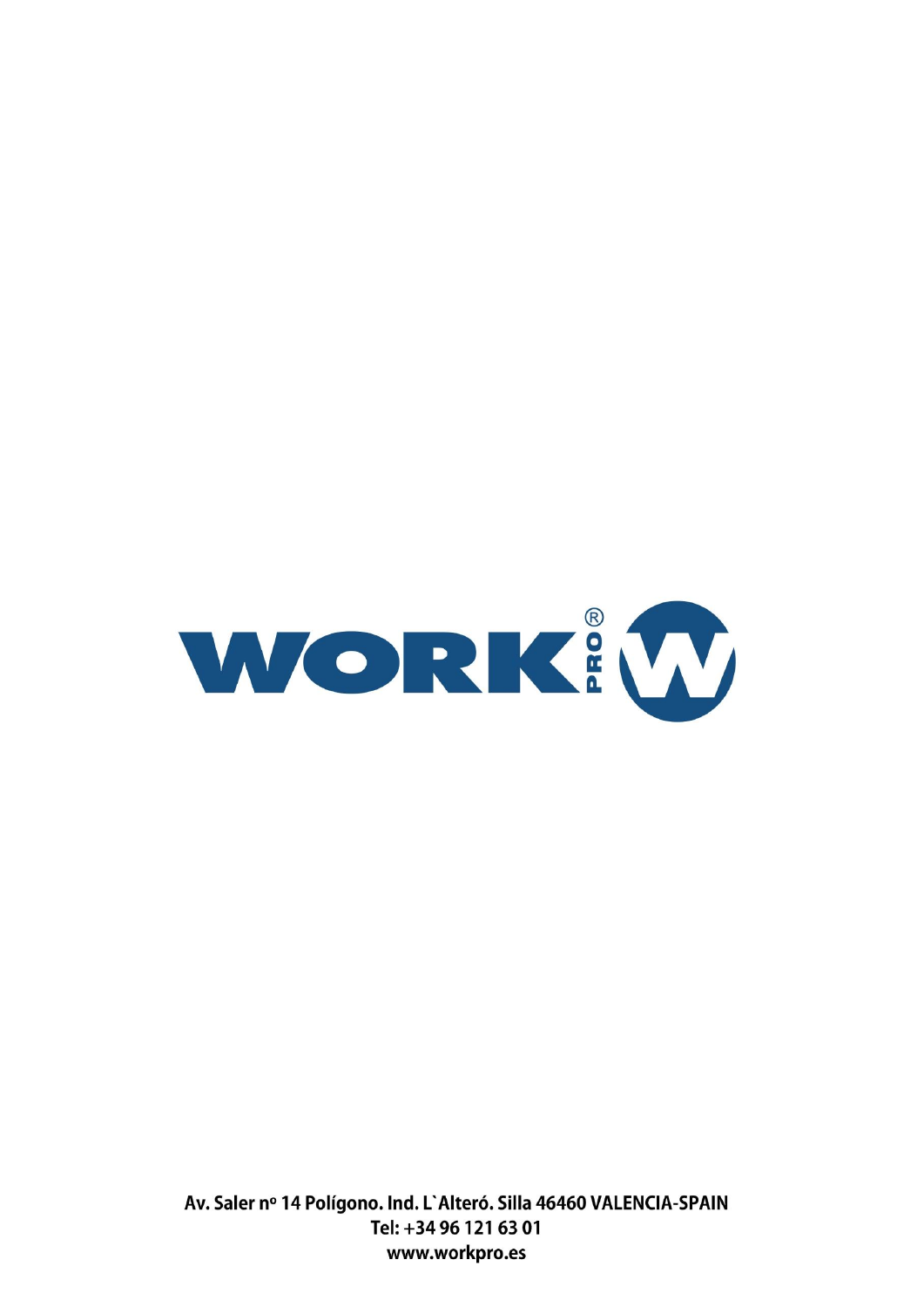WORK PRO ®

Av. Saler nº 14 Polígono. Ind. L`Alteró. Silla 46460 VALENCIA-SPAIN
Tel: +34 96 121 63 01
www.workpro.es